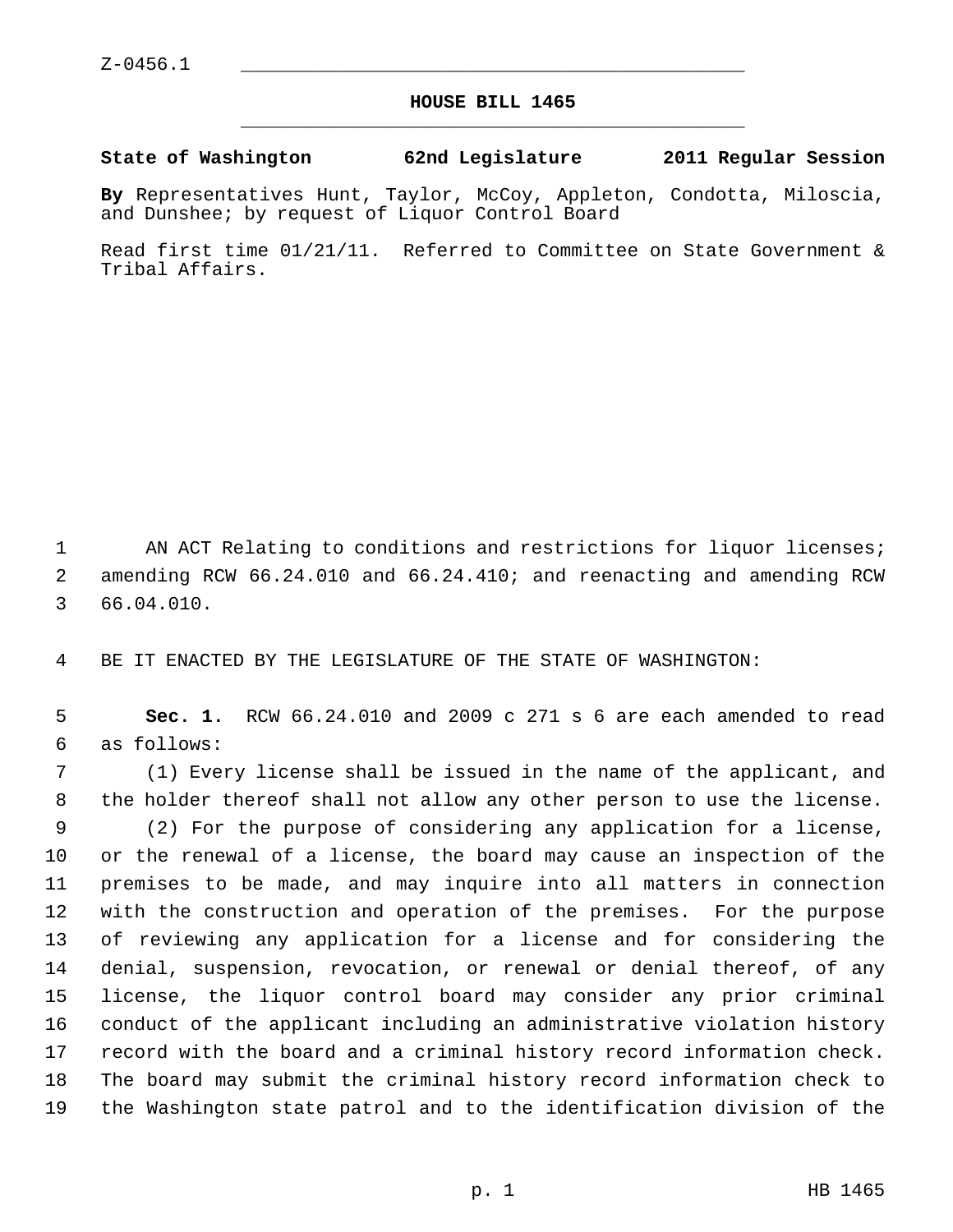Z-0456.1

# HOUSE BILL 1465

**State of Washington 62nd Legislature 2011 Regular Session**

**By** Representatives Hunt, Taylor, McCoy, Appleton, Condotta, Miloscia, and Dunshee; by request of Liquor Control Board

Read first time 01/21/11. Referred to Committee on State Government & Tribal Affairs.

AN ACT Relating to conditions and restrictions for liquor licenses; amending RCW 66.24.010 and 66.24.410; and reenacting and amending RCW 66.04.010.

BE IT ENACTED BY THE LEGISLATURE OF THE STATE OF WASHINGTON:

**Sec. 1.** RCW 66.24.010 and 2009 c 271 s 6 are each amended to read as follows:

(1) Every license shall be issued in the name of the applicant, and the holder thereof shall not allow any other person to use the license.

(2) For the purpose of considering any application for a license, or the renewal of a license, the board may cause an inspection of the premises to be made, and may inquire into all matters in connection with the construction and operation of the premises. For the purpose of reviewing any application for a license and for considering the denial, suspension, revocation, or renewal or denial thereof, of any license, the liquor control board may consider any prior criminal conduct of the applicant including an administrative violation history record with the board and a criminal history record information check. The board may submit the criminal history record information check to the Washington state patrol and to the identification division of the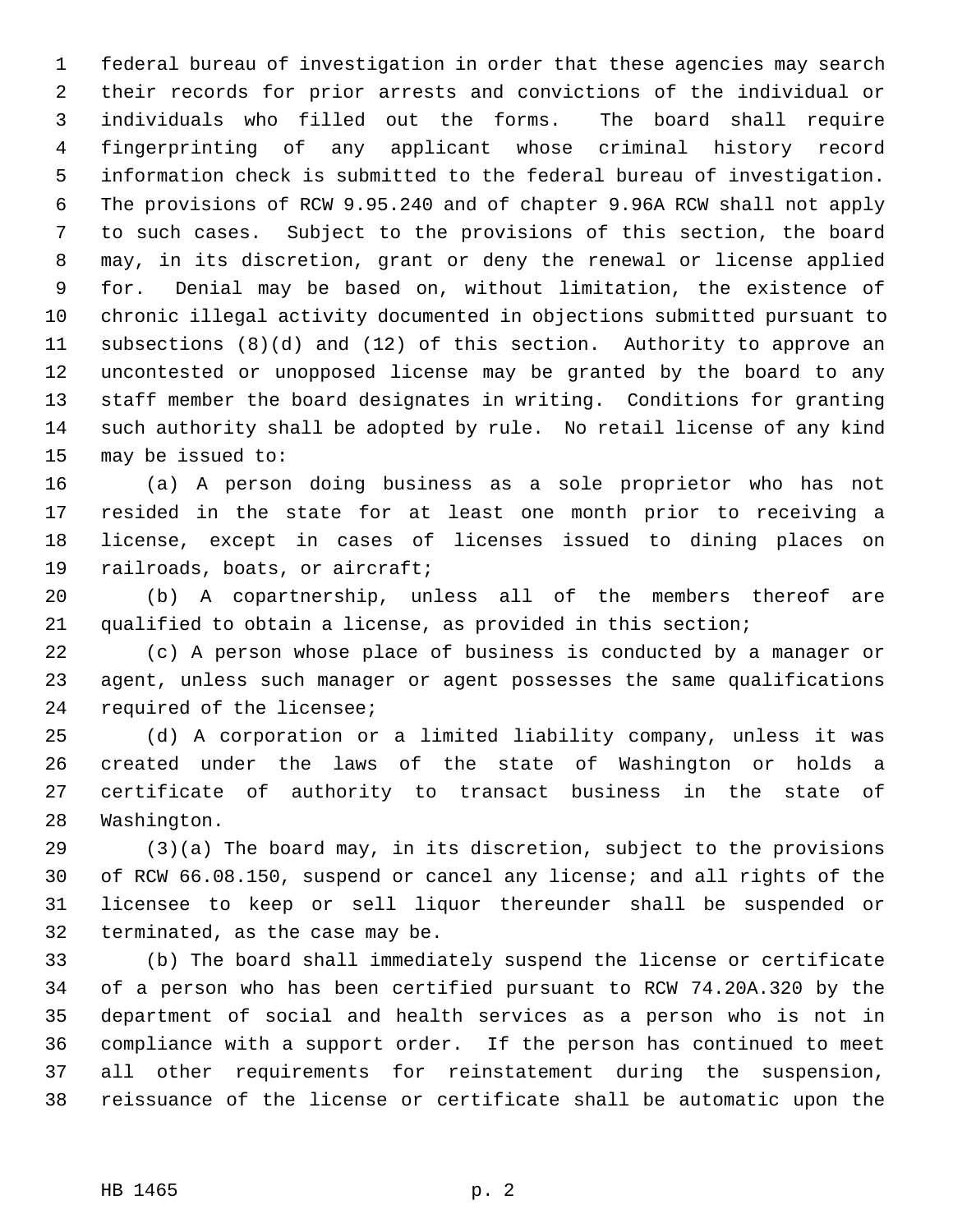federal bureau of investigation in order that these agencies may search their records for prior arrests and convictions of the individual or individuals who filled out the forms. The board shall require fingerprinting of any applicant whose criminal history record information check is submitted to the federal bureau of investigation. The provisions of RCW 9.95.240 and of chapter 9.96A RCW shall not apply to such cases. Subject to the provisions of this section, the board may, in its discretion, grant or deny the renewal or license applied for. Denial may be based on, without limitation, the existence of chronic illegal activity documented in objections submitted pursuant to subsections (8)(d) and (12) of this section. Authority to approve an uncontested or unopposed license may be granted by the board to any staff member the board designates in writing. Conditions for granting such authority shall be adopted by rule. No retail license of any kind may be issued to:

(a) A person doing business as a sole proprietor who has not resided in the state for at least one month prior to receiving a license, except in cases of licenses issued to dining places on railroads, boats, or aircraft;

(b) A copartnership, unless all of the members thereof are qualified to obtain a license, as provided in this section;

(c) A person whose place of business is conducted by a manager or agent, unless such manager or agent possesses the same qualifications required of the licensee;

(d) A corporation or a limited liability company, unless it was created under the laws of the state of Washington or holds a certificate of authority to transact business in the state of Washington.

(3)(a) The board may, in its discretion, subject to the provisions of RCW 66.08.150, suspend or cancel any license; and all rights of the licensee to keep or sell liquor thereunder shall be suspended or terminated, as the case may be.

(b) The board shall immediately suspend the license or certificate of a person who has been certified pursuant to RCW 74.20A.320 by the department of social and health services as a person who is not in compliance with a support order. If the person has continued to meet all other requirements for reinstatement during the suspension, reissuance of the license or certificate shall be automatic upon the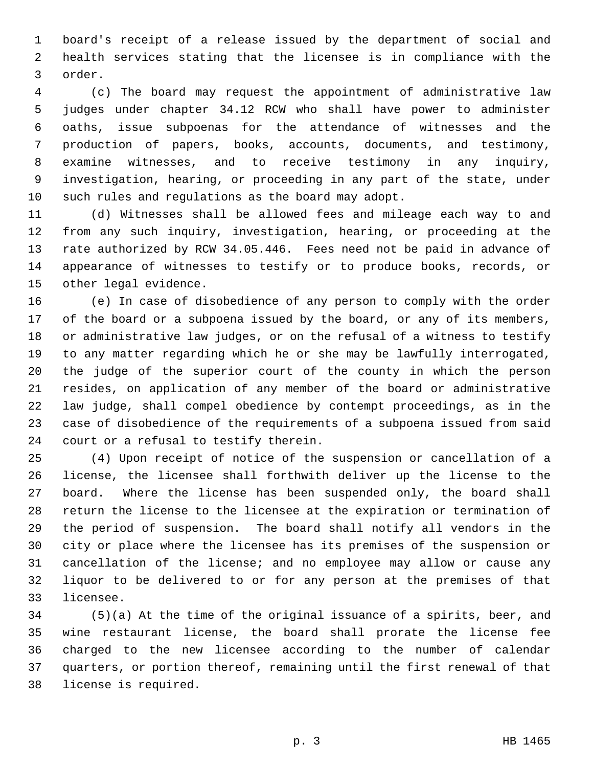board's receipt of a release issued by the department of social and health services stating that the licensee is in compliance with the order.

(c) The board may request the appointment of administrative law judges under chapter 34.12 RCW who shall have power to administer oaths, issue subpoenas for the attendance of witnesses and the production of papers, books, accounts, documents, and testimony, examine witnesses, and to receive testimony in any inquiry, investigation, hearing, or proceeding in any part of the state, under such rules and regulations as the board may adopt.

(d) Witnesses shall be allowed fees and mileage each way to and from any such inquiry, investigation, hearing, or proceeding at the rate authorized by RCW 34.05.446. Fees need not be paid in advance of appearance of witnesses to testify or to produce books, records, or other legal evidence.

(e) In case of disobedience of any person to comply with the order of the board or a subpoena issued by the board, or any of its members, or administrative law judges, or on the refusal of a witness to testify to any matter regarding which he or she may be lawfully interrogated, the judge of the superior court of the county in which the person resides, on application of any member of the board or administrative law judge, shall compel obedience by contempt proceedings, as in the case of disobedience of the requirements of a subpoena issued from said court or a refusal to testify therein.

(4) Upon receipt of notice of the suspension or cancellation of a license, the licensee shall forthwith deliver up the license to the board. Where the license has been suspended only, the board shall return the license to the licensee at the expiration or termination of the period of suspension. The board shall notify all vendors in the city or place where the licensee has its premises of the suspension or cancellation of the license; and no employee may allow or cause any liquor to be delivered to or for any person at the premises of that licensee.

(5)(a) At the time of the original issuance of a spirits, beer, and wine restaurant license, the board shall prorate the license fee charged to the new licensee according to the number of calendar quarters, or portion thereof, remaining until the first renewal of that license is required.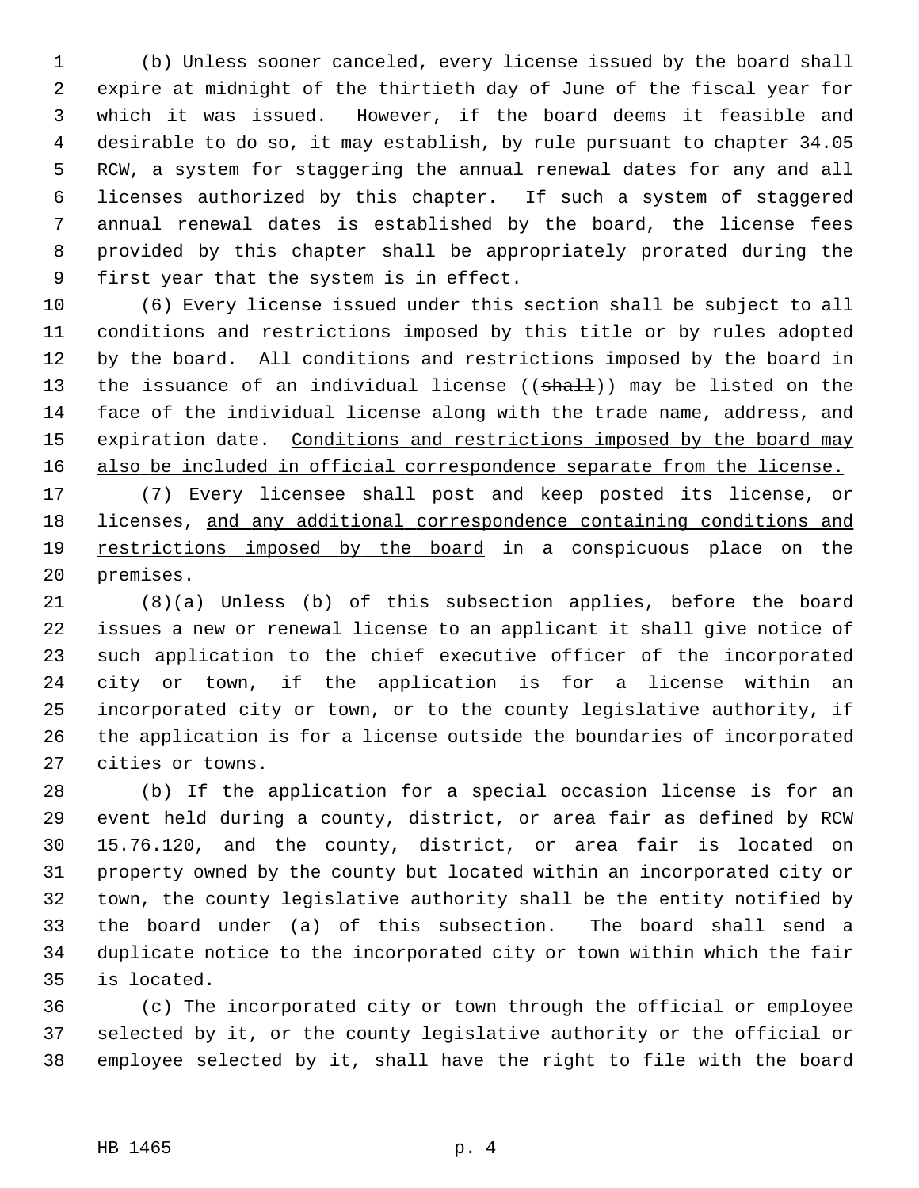(b) Unless sooner canceled, every license issued by the board shall expire at midnight of the thirtieth day of June of the fiscal year for which it was issued. However, if the board deems it feasible and desirable to do so, it may establish, by rule pursuant to chapter 34.05 RCW, a system for staggering the annual renewal dates for any and all licenses authorized by this chapter. If such a system of staggered annual renewal dates is established by the board, the license fees provided by this chapter shall be appropriately prorated during the first year that the system is in effect.

(6) Every license issued under this section shall be subject to all conditions and restrictions imposed by this title or by rules adopted by the board. All conditions and restrictions imposed by the board in the issuance of an individual license ((~~shall~~)) <u>may</u> be listed on the face of the individual license along with the trade name, address, and expiration date. <u>Conditions and restrictions imposed by the board may also be included in official correspondence separate from the license.</u>

(7) Every licensee shall post and keep posted its license, or licenses, <u>and any additional correspondence containing conditions and restrictions imposed by the board</u> in a conspicuous place on the premises.

(8)(a) Unless (b) of this subsection applies, before the board issues a new or renewal license to an applicant it shall give notice of such application to the chief executive officer of the incorporated city or town, if the application is for a license within an incorporated city or town, or to the county legislative authority, if the application is for a license outside the boundaries of incorporated cities or towns.

(b) If the application for a special occasion license is for an event held during a county, district, or area fair as defined by RCW 15.76.120, and the county, district, or area fair is located on property owned by the county but located within an incorporated city or town, the county legislative authority shall be the entity notified by the board under (a) of this subsection. The board shall send a duplicate notice to the incorporated city or town within which the fair is located.

(c) The incorporated city or town through the official or employee selected by it, or the county legislative authority or the official or employee selected by it, shall have the right to file with the board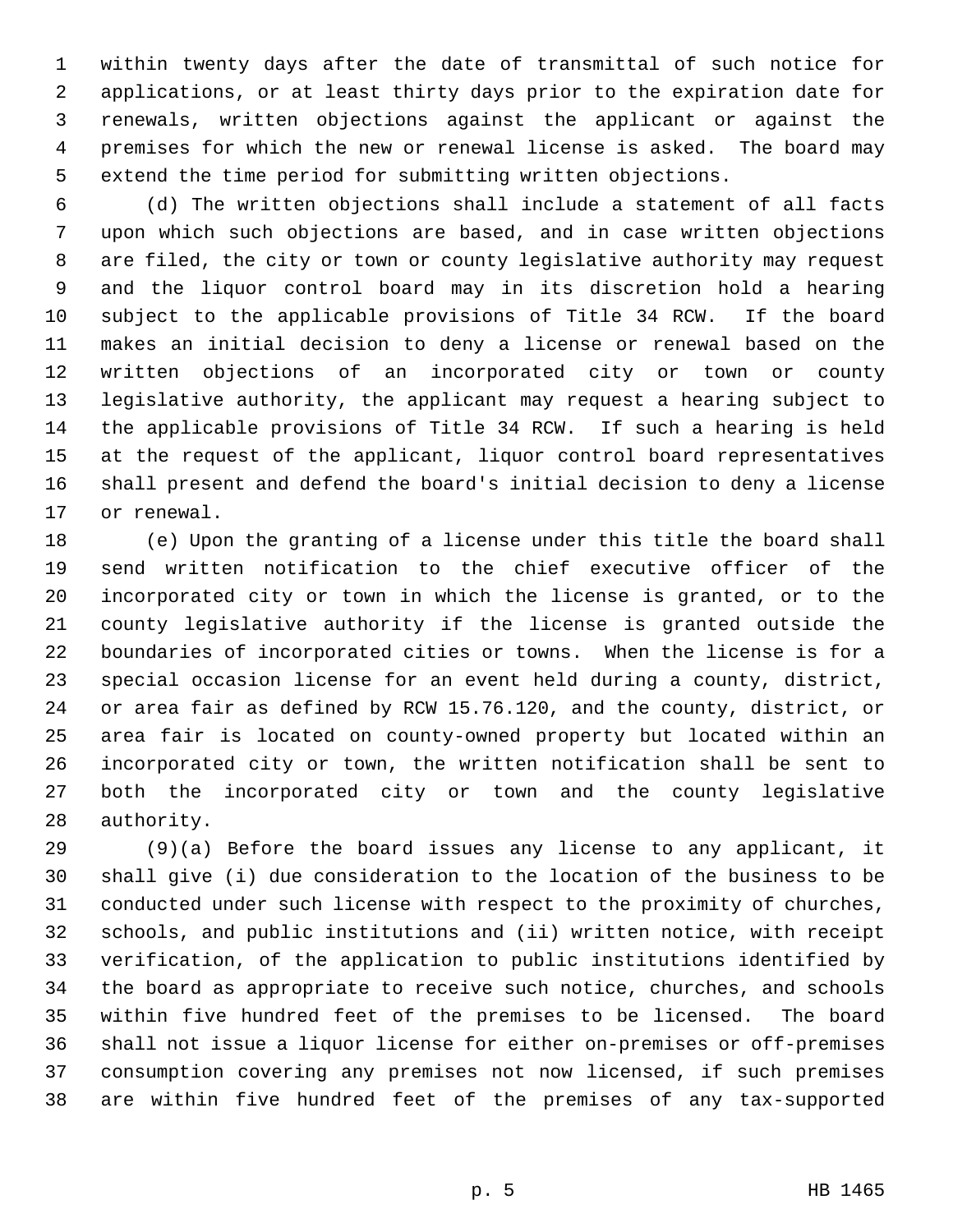within twenty days after the date of transmittal of such notice for applications, or at least thirty days prior to the expiration date for renewals, written objections against the applicant or against the premises for which the new or renewal license is asked. The board may extend the time period for submitting written objections.

(d) The written objections shall include a statement of all facts upon which such objections are based, and in case written objections are filed, the city or town or county legislative authority may request and the liquor control board may in its discretion hold a hearing subject to the applicable provisions of Title 34 RCW. If the board makes an initial decision to deny a license or renewal based on the written objections of an incorporated city or town or county legislative authority, the applicant may request a hearing subject to the applicable provisions of Title 34 RCW. If such a hearing is held at the request of the applicant, liquor control board representatives shall present and defend the board's initial decision to deny a license or renewal.

(e) Upon the granting of a license under this title the board shall send written notification to the chief executive officer of the incorporated city or town in which the license is granted, or to the county legislative authority if the license is granted outside the boundaries of incorporated cities or towns. When the license is for a special occasion license for an event held during a county, district, or area fair as defined by RCW 15.76.120, and the county, district, or area fair is located on county-owned property but located within an incorporated city or town, the written notification shall be sent to both the incorporated city or town and the county legislative authority.

(9)(a) Before the board issues any license to any applicant, it shall give (i) due consideration to the location of the business to be conducted under such license with respect to the proximity of churches, schools, and public institutions and (ii) written notice, with receipt verification, of the application to public institutions identified by the board as appropriate to receive such notice, churches, and schools within five hundred feet of the premises to be licensed. The board shall not issue a liquor license for either on-premises or off-premises consumption covering any premises not now licensed, if such premises are within five hundred feet of the premises of any tax-supported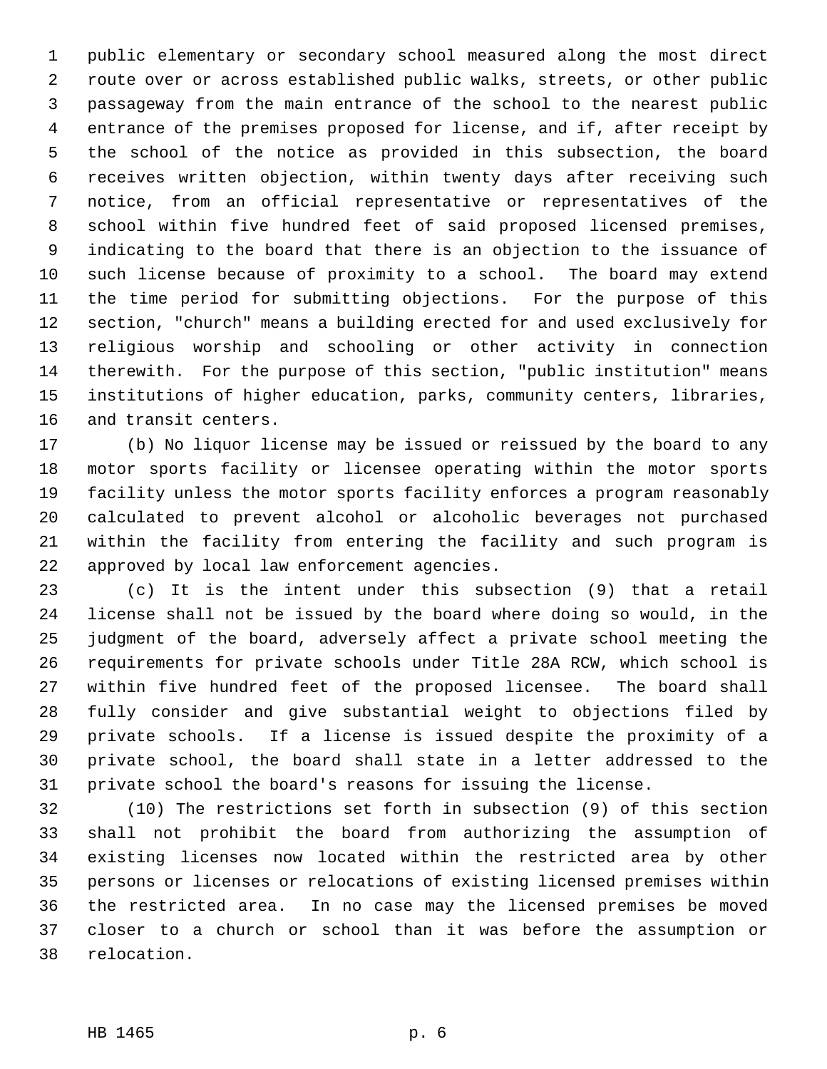public elementary or secondary school measured along the most direct route over or across established public walks, streets, or other public passageway from the main entrance of the school to the nearest public entrance of the premises proposed for license, and if, after receipt by the school of the notice as provided in this subsection, the board receives written objection, within twenty days after receiving such notice, from an official representative or representatives of the school within five hundred feet of said proposed licensed premises, indicating to the board that there is an objection to the issuance of such license because of proximity to a school. The board may extend the time period for submitting objections. For the purpose of this section, "church" means a building erected for and used exclusively for religious worship and schooling or other activity in connection therewith. For the purpose of this section, "public institution" means institutions of higher education, parks, community centers, libraries, and transit centers.

(b) No liquor license may be issued or reissued by the board to any motor sports facility or licensee operating within the motor sports facility unless the motor sports facility enforces a program reasonably calculated to prevent alcohol or alcoholic beverages not purchased within the facility from entering the facility and such program is approved by local law enforcement agencies.

(c) It is the intent under this subsection (9) that a retail license shall not be issued by the board where doing so would, in the judgment of the board, adversely affect a private school meeting the requirements for private schools under Title 28A RCW, which school is within five hundred feet of the proposed licensee. The board shall fully consider and give substantial weight to objections filed by private schools. If a license is issued despite the proximity of a private school, the board shall state in a letter addressed to the private school the board's reasons for issuing the license.

(10) The restrictions set forth in subsection (9) of this section shall not prohibit the board from authorizing the assumption of existing licenses now located within the restricted area by other persons or licenses or relocations of existing licensed premises within the restricted area. In no case may the licensed premises be moved closer to a church or school than it was before the assumption or relocation.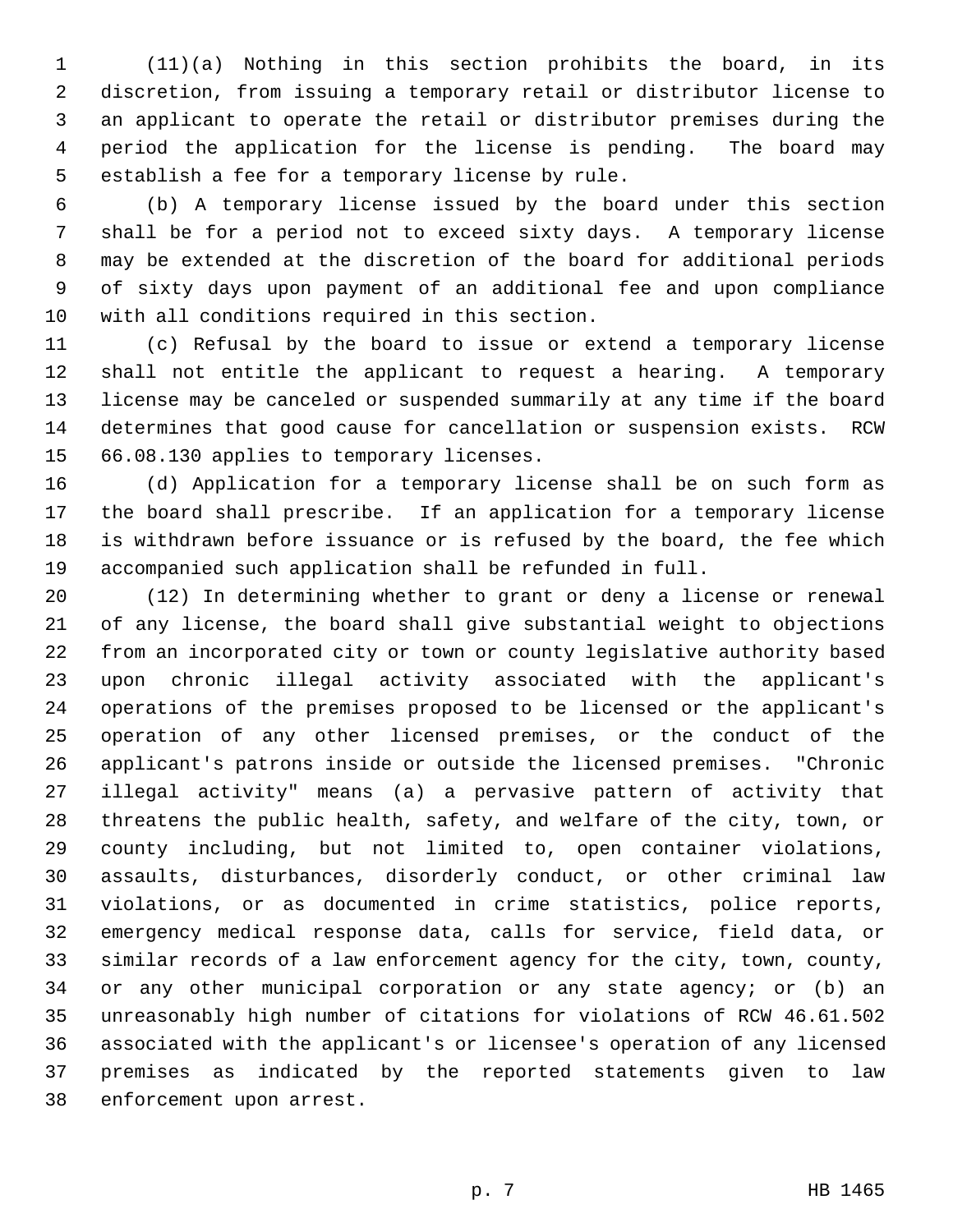(11)(a) Nothing in this section prohibits the board, in its discretion, from issuing a temporary retail or distributor license to an applicant to operate the retail or distributor premises during the period the application for the license is pending. The board may establish a fee for a temporary license by rule.

(b) A temporary license issued by the board under this section shall be for a period not to exceed sixty days. A temporary license may be extended at the discretion of the board for additional periods of sixty days upon payment of an additional fee and upon compliance with all conditions required in this section.

(c) Refusal by the board to issue or extend a temporary license shall not entitle the applicant to request a hearing. A temporary license may be canceled or suspended summarily at any time if the board determines that good cause for cancellation or suspension exists. RCW 66.08.130 applies to temporary licenses.

(d) Application for a temporary license shall be on such form as the board shall prescribe. If an application for a temporary license is withdrawn before issuance or is refused by the board, the fee which accompanied such application shall be refunded in full.

(12) In determining whether to grant or deny a license or renewal of any license, the board shall give substantial weight to objections from an incorporated city or town or county legislative authority based upon chronic illegal activity associated with the applicant's operations of the premises proposed to be licensed or the applicant's operation of any other licensed premises, or the conduct of the applicant's patrons inside or outside the licensed premises. "Chronic illegal activity" means (a) a pervasive pattern of activity that threatens the public health, safety, and welfare of the city, town, or county including, but not limited to, open container violations, assaults, disturbances, disorderly conduct, or other criminal law violations, or as documented in crime statistics, police reports, emergency medical response data, calls for service, field data, or similar records of a law enforcement agency for the city, town, county, or any other municipal corporation or any state agency; or (b) an unreasonably high number of citations for violations of RCW 46.61.502 associated with the applicant's or licensee's operation of any licensed premises as indicated by the reported statements given to law enforcement upon arrest.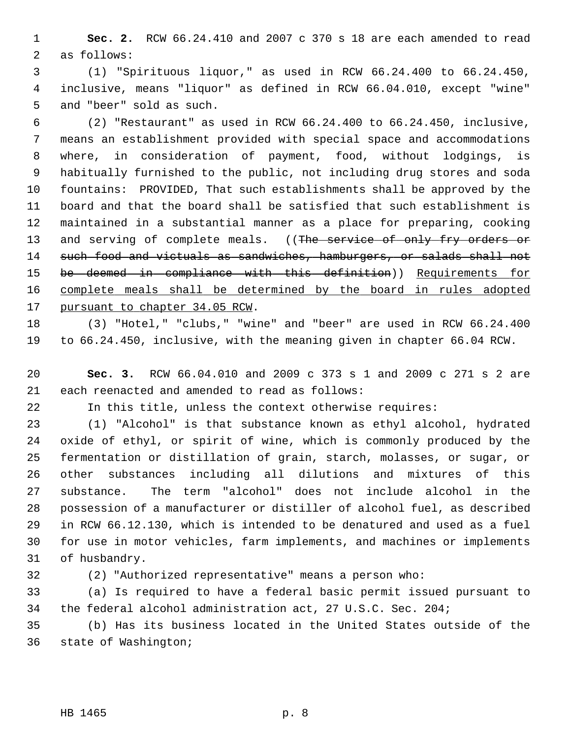**Sec. 2.** RCW 66.24.410 and 2007 c 370 s 18 are each amended to read as follows:

(1) "Spirituous liquor," as used in RCW 66.24.400 to 66.24.450, inclusive, means "liquor" as defined in RCW 66.04.010, except "wine" and "beer" sold as such.

(2) "Restaurant" as used in RCW 66.24.400 to 66.24.450, inclusive, means an establishment provided with special space and accommodations where, in consideration of payment, food, without lodgings, is habitually furnished to the public, not including drug stores and soda fountains: PROVIDED, That such establishments shall be approved by the board and that the board shall be satisfied that such establishment is maintained in a substantial manner as a place for preparing, cooking and serving of complete meals. ((~~The service of only fry orders or such food and victuals as sandwiches, hamburgers, or salads shall not be deemed in compliance with this definition~~)) <u>Requirements for complete meals shall be determined by the board in rules adopted pursuant to chapter 34.05 RCW</u>.

(3) "Hotel," "clubs," "wine" and "beer" are used in RCW 66.24.400 to 66.24.450, inclusive, with the meaning given in chapter 66.04 RCW.

**Sec. 3.** RCW 66.04.010 and 2009 c 373 s 1 and 2009 c 271 s 2 are each reenacted and amended to read as follows:

In this title, unless the context otherwise requires:

(1) "Alcohol" is that substance known as ethyl alcohol, hydrated oxide of ethyl, or spirit of wine, which is commonly produced by the fermentation or distillation of grain, starch, molasses, or sugar, or other substances including all dilutions and mixtures of this substance. The term "alcohol" does not include alcohol in the possession of a manufacturer or distiller of alcohol fuel, as described in RCW 66.12.130, which is intended to be denatured and used as a fuel for use in motor vehicles, farm implements, and machines or implements of husbandry.

(2) "Authorized representative" means a person who:

(a) Is required to have a federal basic permit issued pursuant to the federal alcohol administration act, 27 U.S.C. Sec. 204;

(b) Has its business located in the United States outside of the state of Washington;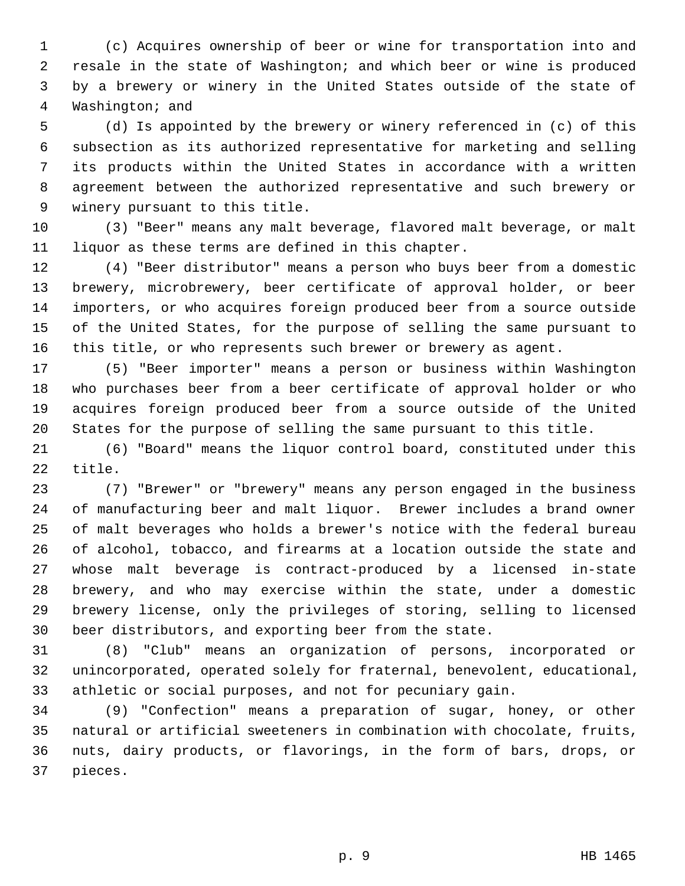(c) Acquires ownership of beer or wine for transportation into and resale in the state of Washington; and which beer or wine is produced by a brewery or winery in the United States outside of the state of Washington; and

(d) Is appointed by the brewery or winery referenced in (c) of this subsection as its authorized representative for marketing and selling its products within the United States in accordance with a written agreement between the authorized representative and such brewery or winery pursuant to this title.

(3) "Beer" means any malt beverage, flavored malt beverage, or malt liquor as these terms are defined in this chapter.

(4) "Beer distributor" means a person who buys beer from a domestic brewery, microbrewery, beer certificate of approval holder, or beer importers, or who acquires foreign produced beer from a source outside of the United States, for the purpose of selling the same pursuant to this title, or who represents such brewer or brewery as agent.

(5) "Beer importer" means a person or business within Washington who purchases beer from a beer certificate of approval holder or who acquires foreign produced beer from a source outside of the United States for the purpose of selling the same pursuant to this title.

(6) "Board" means the liquor control board, constituted under this title.

(7) "Brewer" or "brewery" means any person engaged in the business of manufacturing beer and malt liquor. Brewer includes a brand owner of malt beverages who holds a brewer's notice with the federal bureau of alcohol, tobacco, and firearms at a location outside the state and whose malt beverage is contract-produced by a licensed in-state brewery, and who may exercise within the state, under a domestic brewery license, only the privileges of storing, selling to licensed beer distributors, and exporting beer from the state.

(8) "Club" means an organization of persons, incorporated or unincorporated, operated solely for fraternal, benevolent, educational, athletic or social purposes, and not for pecuniary gain.

(9) "Confection" means a preparation of sugar, honey, or other natural or artificial sweeteners in combination with chocolate, fruits, nuts, dairy products, or flavorings, in the form of bars, drops, or pieces.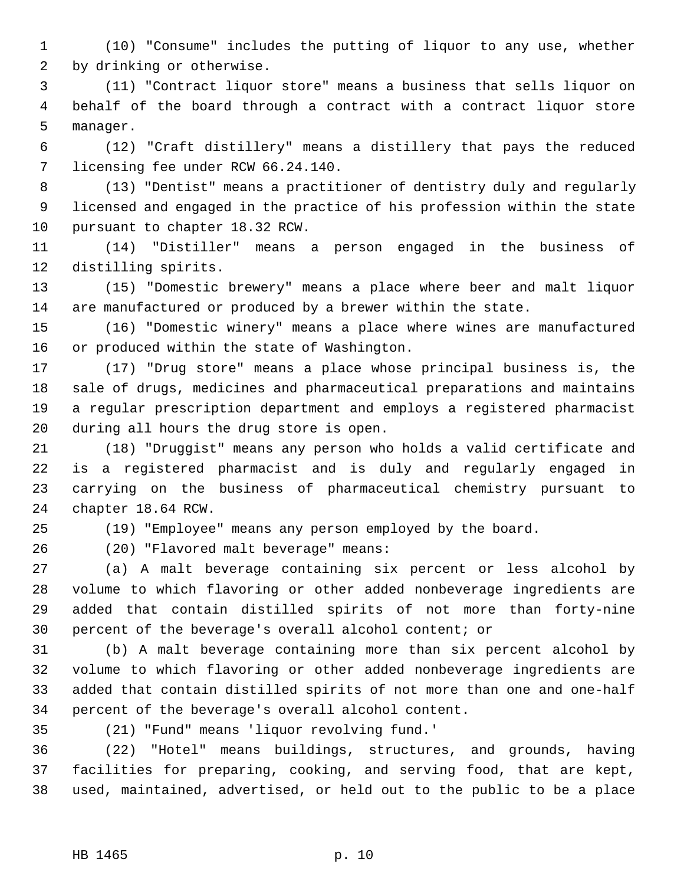(10) "Consume" includes the putting of liquor to any use, whether by drinking or otherwise.

(11) "Contract liquor store" means a business that sells liquor on behalf of the board through a contract with a contract liquor store manager.

(12) "Craft distillery" means a distillery that pays the reduced licensing fee under RCW 66.24.140.

(13) "Dentist" means a practitioner of dentistry duly and regularly licensed and engaged in the practice of his profession within the state pursuant to chapter 18.32 RCW.

(14) "Distiller" means a person engaged in the business of distilling spirits.

(15) "Domestic brewery" means a place where beer and malt liquor are manufactured or produced by a brewer within the state.

(16) "Domestic winery" means a place where wines are manufactured or produced within the state of Washington.

(17) "Drug store" means a place whose principal business is, the sale of drugs, medicines and pharmaceutical preparations and maintains a regular prescription department and employs a registered pharmacist during all hours the drug store is open.

(18) "Druggist" means any person who holds a valid certificate and is a registered pharmacist and is duly and regularly engaged in carrying on the business of pharmaceutical chemistry pursuant to chapter 18.64 RCW.

(19) "Employee" means any person employed by the board.

(20) "Flavored malt beverage" means:

(a) A malt beverage containing six percent or less alcohol by volume to which flavoring or other added nonbeverage ingredients are added that contain distilled spirits of not more than forty-nine percent of the beverage's overall alcohol content; or

(b) A malt beverage containing more than six percent alcohol by volume to which flavoring or other added nonbeverage ingredients are added that contain distilled spirits of not more than one and one-half percent of the beverage's overall alcohol content.

(21) "Fund" means 'liquor revolving fund.'

(22) "Hotel" means buildings, structures, and grounds, having facilities for preparing, cooking, and serving food, that are kept, used, maintained, advertised, or held out to the public to be a place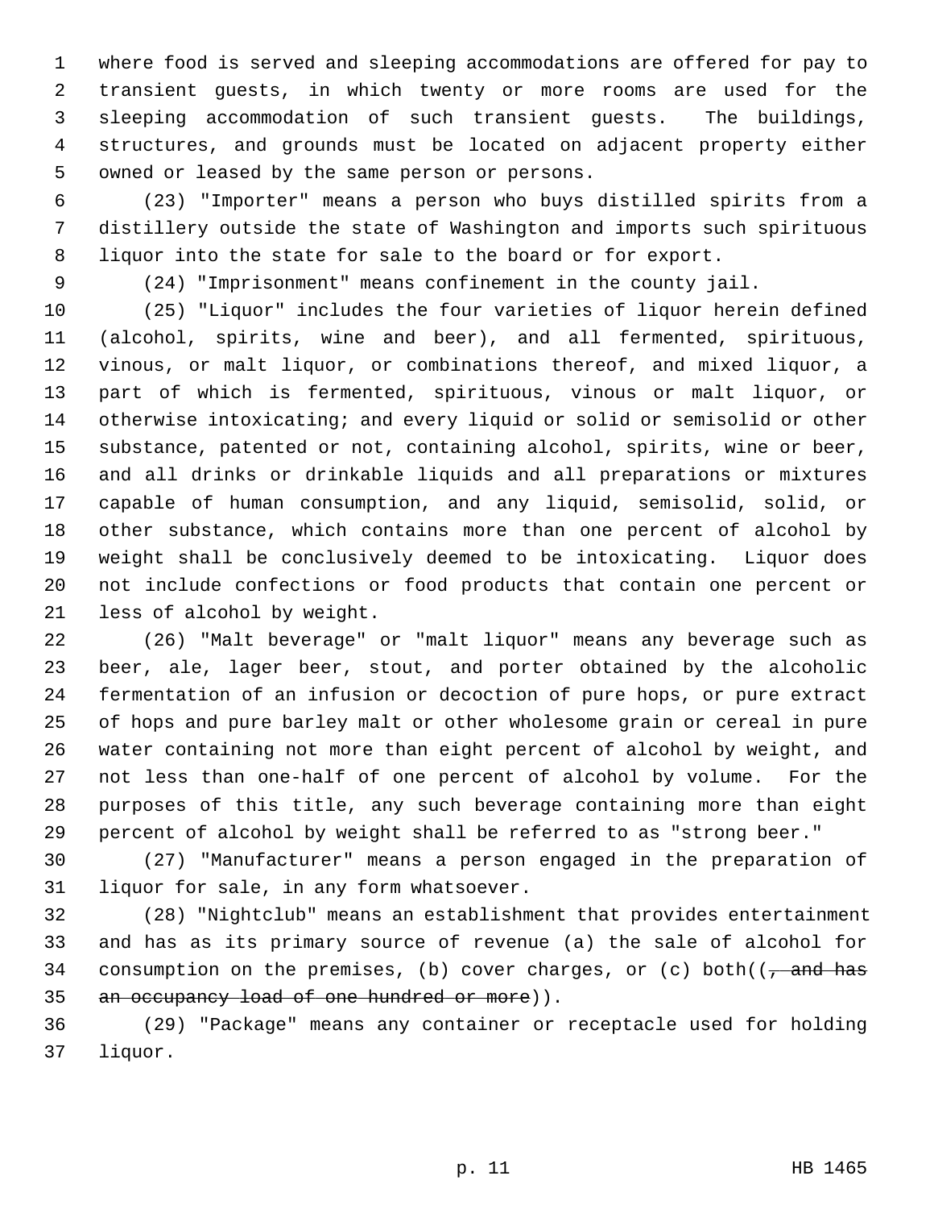where food is served and sleeping accommodations are offered for pay to transient guests, in which twenty or more rooms are used for the sleeping accommodation of such transient guests. The buildings, structures, and grounds must be located on adjacent property either owned or leased by the same person or persons.

(23) "Importer" means a person who buys distilled spirits from a distillery outside the state of Washington and imports such spirituous liquor into the state for sale to the board or for export.

(24) "Imprisonment" means confinement in the county jail.

(25) "Liquor" includes the four varieties of liquor herein defined (alcohol, spirits, wine and beer), and all fermented, spirituous, vinous, or malt liquor, or combinations thereof, and mixed liquor, a part of which is fermented, spirituous, vinous or malt liquor, or otherwise intoxicating; and every liquid or solid or semisolid or other substance, patented or not, containing alcohol, spirits, wine or beer, and all drinks or drinkable liquids and all preparations or mixtures capable of human consumption, and any liquid, semisolid, solid, or other substance, which contains more than one percent of alcohol by weight shall be conclusively deemed to be intoxicating. Liquor does not include confections or food products that contain one percent or less of alcohol by weight.

(26) "Malt beverage" or "malt liquor" means any beverage such as beer, ale, lager beer, stout, and porter obtained by the alcoholic fermentation of an infusion or decoction of pure hops, or pure extract of hops and pure barley malt or other wholesome grain or cereal in pure water containing not more than eight percent of alcohol by weight, and not less than one-half of one percent of alcohol by volume. For the purposes of this title, any such beverage containing more than eight percent of alcohol by weight shall be referred to as "strong beer."

(27) "Manufacturer" means a person engaged in the preparation of liquor for sale, in any form whatsoever.

(28) "Nightclub" means an establishment that provides entertainment and has as its primary source of revenue (a) the sale of alcohol for consumption on the premises, (b) cover charges, or (c) both((~~, and has an occupancy load of one hundred or more~~)).

(29) "Package" means any container or receptacle used for holding liquor.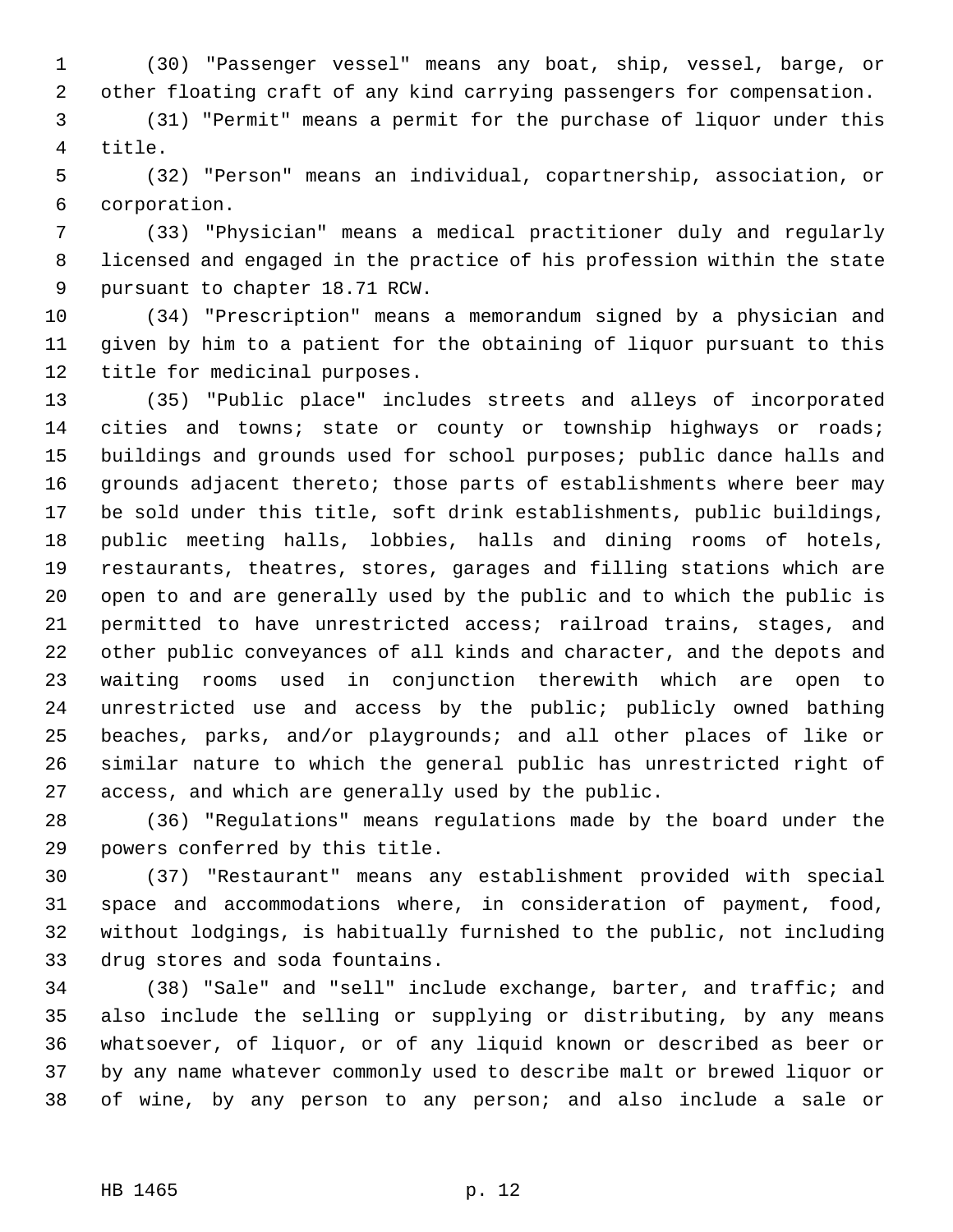(30) "Passenger vessel" means any boat, ship, vessel, barge, or other floating craft of any kind carrying passengers for compensation.

(31) "Permit" means a permit for the purchase of liquor under this title.

(32) "Person" means an individual, copartnership, association, or corporation.

(33) "Physician" means a medical practitioner duly and regularly licensed and engaged in the practice of his profession within the state pursuant to chapter 18.71 RCW.

(34) "Prescription" means a memorandum signed by a physician and given by him to a patient for the obtaining of liquor pursuant to this title for medicinal purposes.

(35) "Public place" includes streets and alleys of incorporated cities and towns; state or county or township highways or roads; buildings and grounds used for school purposes; public dance halls and grounds adjacent thereto; those parts of establishments where beer may be sold under this title, soft drink establishments, public buildings, public meeting halls, lobbies, halls and dining rooms of hotels, restaurants, theatres, stores, garages and filling stations which are open to and are generally used by the public and to which the public is permitted to have unrestricted access; railroad trains, stages, and other public conveyances of all kinds and character, and the depots and waiting rooms used in conjunction therewith which are open to unrestricted use and access by the public; publicly owned bathing beaches, parks, and/or playgrounds; and all other places of like or similar nature to which the general public has unrestricted right of access, and which are generally used by the public.

(36) "Regulations" means regulations made by the board under the powers conferred by this title.

(37) "Restaurant" means any establishment provided with special space and accommodations where, in consideration of payment, food, without lodgings, is habitually furnished to the public, not including drug stores and soda fountains.

(38) "Sale" and "sell" include exchange, barter, and traffic; and also include the selling or supplying or distributing, by any means whatsoever, of liquor, or of any liquid known or described as beer or by any name whatever commonly used to describe malt or brewed liquor or of wine, by any person to any person; and also include a sale or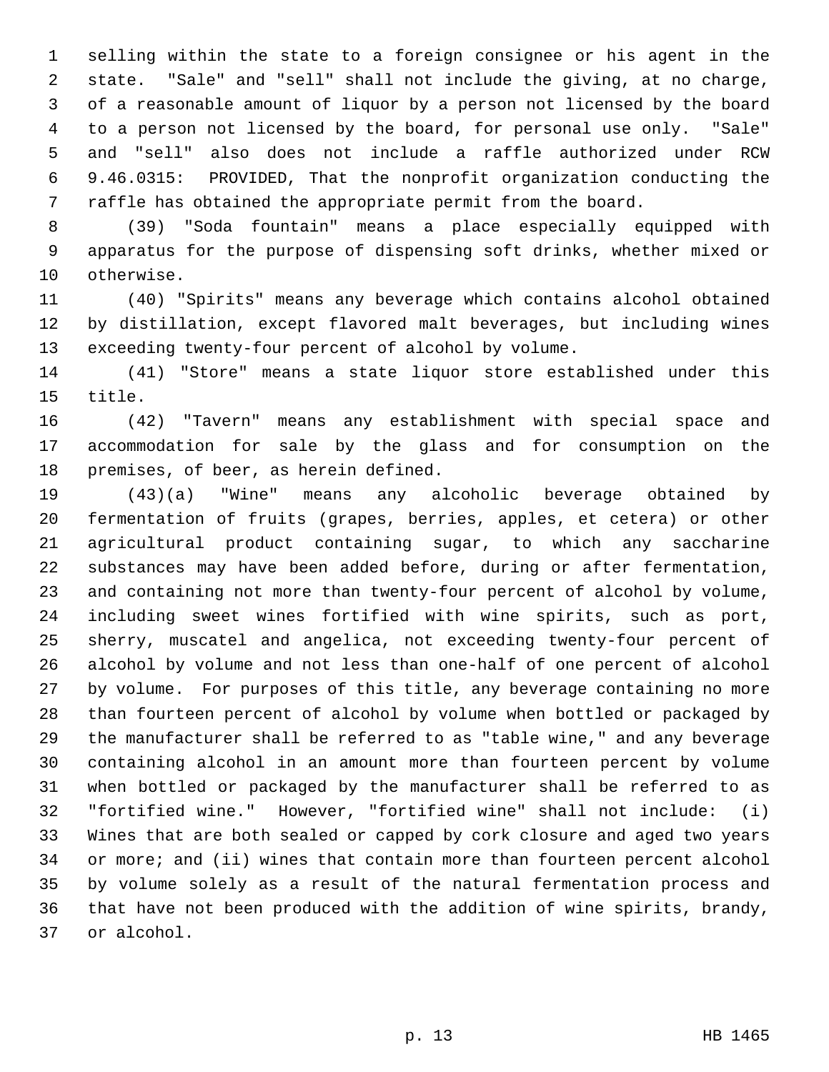selling within the state to a foreign consignee or his agent in the state. "Sale" and "sell" shall not include the giving, at no charge, of a reasonable amount of liquor by a person not licensed by the board to a person not licensed by the board, for personal use only. "Sale" and "sell" also does not include a raffle authorized under RCW 9.46.0315: PROVIDED, That the nonprofit organization conducting the raffle has obtained the appropriate permit from the board.

(39) "Soda fountain" means a place especially equipped with apparatus for the purpose of dispensing soft drinks, whether mixed or otherwise.

(40) "Spirits" means any beverage which contains alcohol obtained by distillation, except flavored malt beverages, but including wines exceeding twenty-four percent of alcohol by volume.

(41) "Store" means a state liquor store established under this title.

(42) "Tavern" means any establishment with special space and accommodation for sale by the glass and for consumption on the premises, of beer, as herein defined.

(43)(a) "Wine" means any alcoholic beverage obtained by fermentation of fruits (grapes, berries, apples, et cetera) or other agricultural product containing sugar, to which any saccharine substances may have been added before, during or after fermentation, and containing not more than twenty-four percent of alcohol by volume, including sweet wines fortified with wine spirits, such as port, sherry, muscatel and angelica, not exceeding twenty-four percent of alcohol by volume and not less than one-half of one percent of alcohol by volume. For purposes of this title, any beverage containing no more than fourteen percent of alcohol by volume when bottled or packaged by the manufacturer shall be referred to as "table wine," and any beverage containing alcohol in an amount more than fourteen percent by volume when bottled or packaged by the manufacturer shall be referred to as "fortified wine." However, "fortified wine" shall not include: (i) Wines that are both sealed or capped by cork closure and aged two years or more; and (ii) wines that contain more than fourteen percent alcohol by volume solely as a result of the natural fermentation process and that have not been produced with the addition of wine spirits, brandy, or alcohol.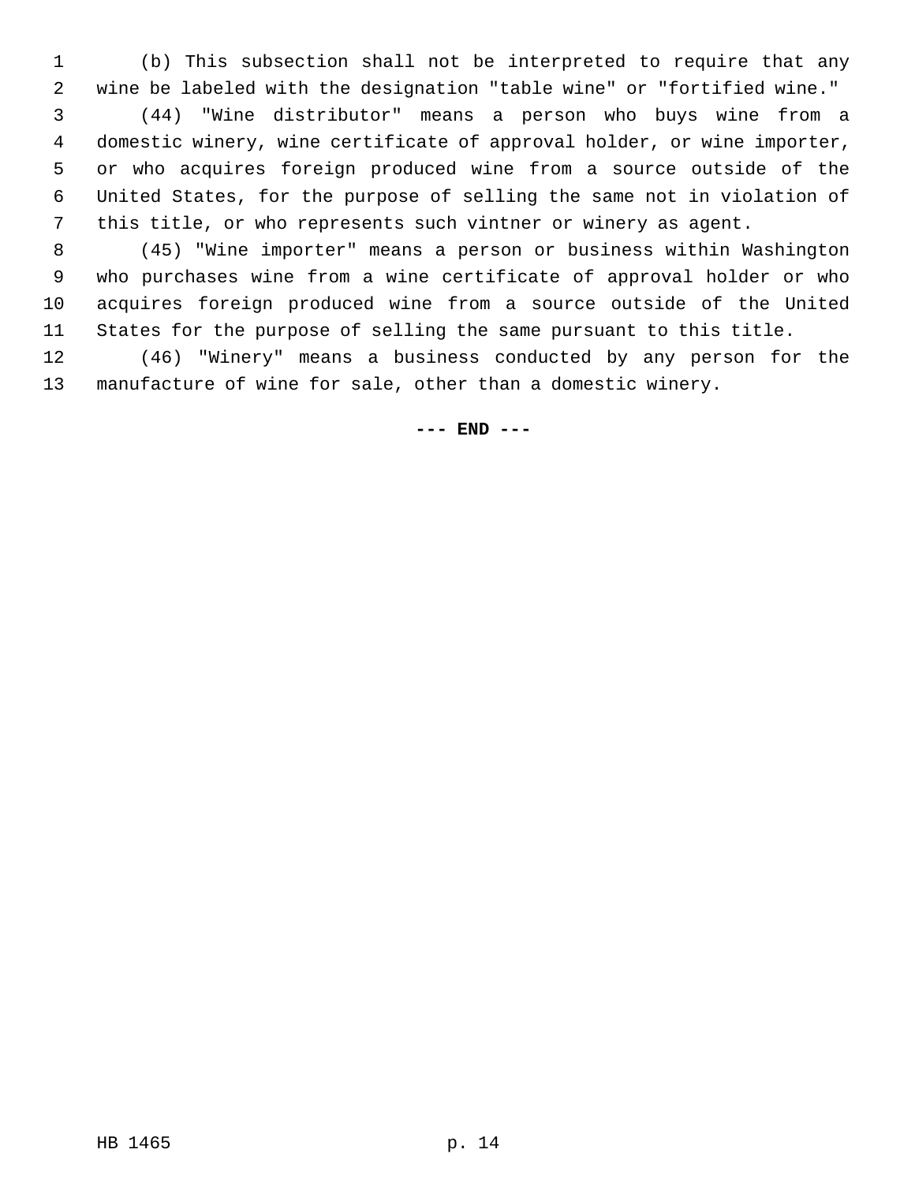(b) This subsection shall not be interpreted to require that any wine be labeled with the designation "table wine" or "fortified wine."

(44) "Wine distributor" means a person who buys wine from a domestic winery, wine certificate of approval holder, or wine importer, or who acquires foreign produced wine from a source outside of the United States, for the purpose of selling the same not in violation of this title, or who represents such vintner or winery as agent.

(45) "Wine importer" means a person or business within Washington who purchases wine from a wine certificate of approval holder or who acquires foreign produced wine from a source outside of the United States for the purpose of selling the same pursuant to this title.

(46) "Winery" means a business conducted by any person for the manufacture of wine for sale, other than a domestic winery.

**--- END ---**